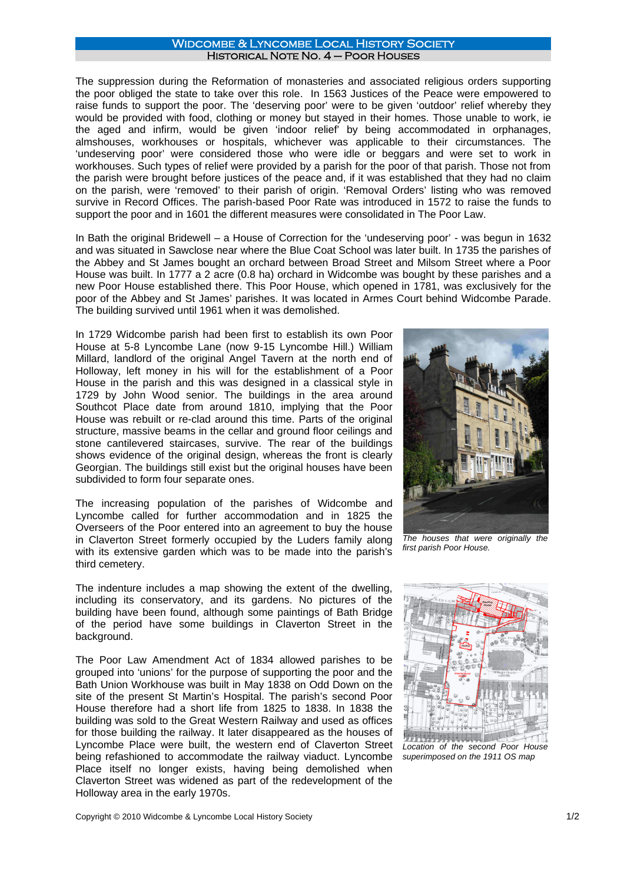# Widcombe & Lyncombe Local History Society

## Historical Note No. 4 – Poor Houses

The suppression during the Reformation of monasteries and associated religious orders supporting the poor obliged the state to take over this role. In 1563 Justices of the Peace were empowered to raise funds to support the poor. The 'deserving poor' were to be given 'outdoor' relief whereby they would be provided with food, clothing or money but stayed in their homes. Those unable to work, ie the aged and infirm, would be given 'indoor relief' by being accommodated in orphanages, almshouses, workhouses or hospitals, whichever was applicable to their circumstances. The 'undeserving poor' were considered those who were idle or beggars and were set to work in workhouses. Such types of relief were provided by a parish for the poor of that parish. Those not from the parish were brought before justices of the peace and, if it was established that they had no claim on the parish, were 'removed' to their parish of origin. 'Removal Orders' listing who was removed survive in Record Offices. The parish-based Poor Rate was introduced in 1572 to raise the funds to support the poor and in 1601 the different measures were consolidated in The Poor Law.

In Bath the original Bridewell – a House of Correction for the 'undeserving poor' - was begun in 1632 and was situated in Sawclose near where the Blue Coat School was later built. In 1735 the parishes of the Abbey and St James bought an orchard between Broad Street and Milsom Street where a Poor House was built. In 1777 a 2 acre (0.8 ha) orchard in Widcombe was bought by these parishes and a new Poor House established there. This Poor House, which opened in 1781, was exclusively for the poor of the Abbey and St James' parishes. It was located in Armes Court behind Widcombe Parade. The building survived until 1961 when it was demolished.

In 1729 Widcombe parish had been first to establish its own Poor House at 5-8 Lyncombe Lane (now 9-15 Lyncombe Hill.) William Millard, landlord of the original Angel Tavern at the north end of Holloway, left money in his will for the establishment of a Poor House in the parish and this was designed in a classical style in 1729 by John Wood senior. The buildings in the area around Southcot Place date from around 1810, implying that the Poor House was rebuilt or re-clad around this time. Parts of the original structure, massive beams in the cellar and ground floor ceilings and stone cantilevered staircases, survive. The rear of the buildings shows evidence of the original design, whereas the front is clearly Georgian. The buildings still exist but the original houses have been subdivided to form four separate ones.

*The houses that were originally the first parish Poor House.*

The increasing population of the parishes of Widcombe and Lyncombe called for further accommodation and in 1825 the Overseers of the Poor entered into an agreement to buy the house in Claverton Street formerly occupied by the Luders family along with its extensive garden which was to be made into the parish's third cemetery.

The indenture includes a map showing the extent of the dwelling, including its conservatory, and its gardens. No pictures of the building have been found, although some paintings of Bath Bridge of the period have some buildings in Claverton Street in the background.

*Location of the second Poor House superimposed on the 1911 OS map*

The Poor Law Amendment Act of 1834 allowed parishes to be grouped into 'unions' for the purpose of supporting the poor and the Bath Union Workhouse was built in May 1838 on Odd Down on the site of the present St Martin's Hospital. The parish's second Poor House therefore had a short life from 1825 to 1838. In 1838 the building was sold to the Great Western Railway and used as offices for those building the railway. It later disappeared as the houses of Lyncombe Place were built, the western end of Claverton Street being refashioned to accommodate the railway viaduct. Lyncombe Place itself no longer exists, having being demolished when Claverton Street was widened as part of the redevelopment of the Holloway area in the early 1970s.

Copyright © 2010 Widcombe & Lyncombe Local History Society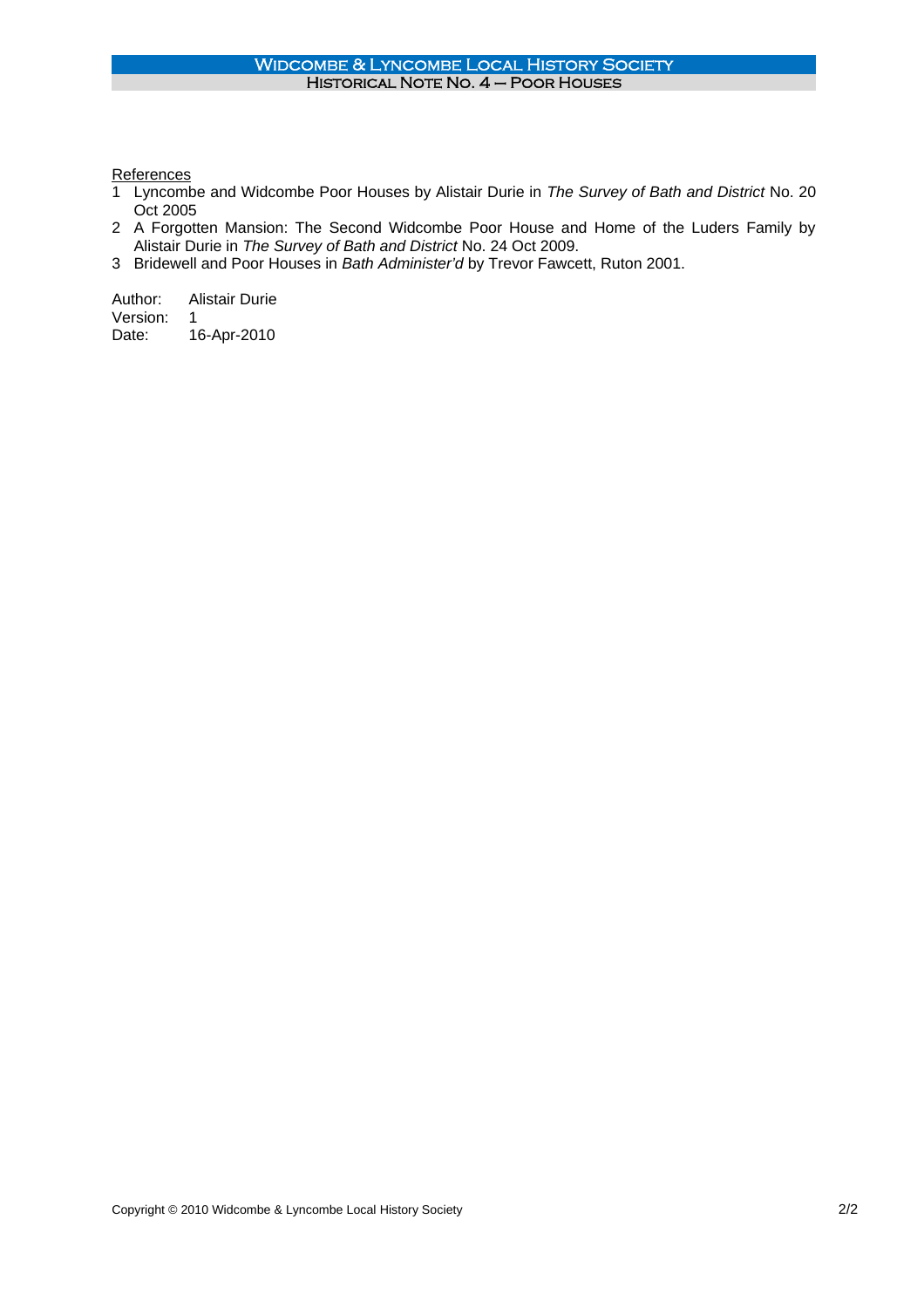References

1. Lyncombe and Widcombe Poor Houses by Alistair Durie in *The Survey of Bath and District* No. 20 Oct 2005
2. A Forgotten Mansion: The Second Widcombe Poor House and Home of the Luders Family by Alistair Durie in *The Survey of Bath and District* No. 24 Oct 2009.
3. Bridewell and Poor Houses in *Bath Administer'd* by Trevor Fawcett, Ruton 2001.

Author: Alistair Durie
Version: 1
Date: 16-Apr-2010